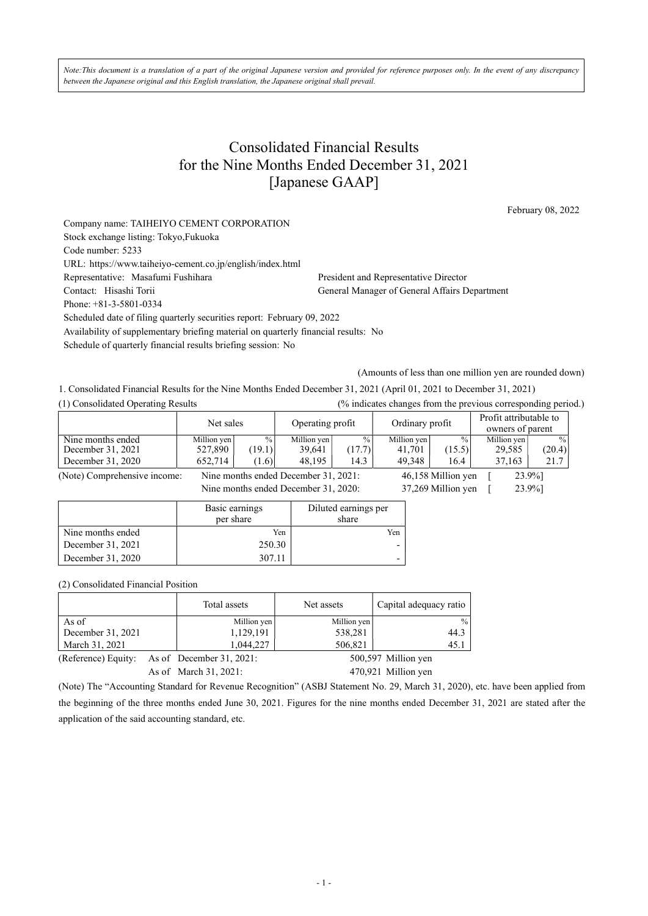*Note:This document is a translation of a part of the original Japanese version and provided for reference purposes only. In the event of any discrepancy between the Japanese original and this English translation, the Japanese original shall prevail.*

# Consolidated Financial Results for the Nine Months Ended December 31, 2021 [Japanese GAAP]

February 08, 2022

Company name: TAIHEIYO CEMENT CORPORATION
Stock exchange listing: Tokyo,Fukuoka
Code number: 5233
URL: https://www.taiheiyo-cement.co.jp/english/index.html
Representative: Masafumi Fushihara — President and Representative Director
Contact: Hisashi Torii — General Manager of General Affairs Department
Phone: +81-3-5801-0334
Scheduled date of filing quarterly securities report: February 09, 2022
Availability of supplementary briefing material on quarterly financial results: No
Schedule of quarterly financial results briefing session: No

(Amounts of less than one million yen are rounded down)

1. Consolidated Financial Results for the Nine Months Ended December 31, 2021 (April 01, 2021 to December 31, 2021)

(1) Consolidated Operating Results (% indicates changes from the previous corresponding period.)

| | Net sales | | Operating profit | | Ordinary profit | | Profit attributable to owners of parent | |
|---|---|---|---|---|---|---|---|---|
| Nine months ended | Million yen | % | Million yen | % | Million yen | % | Million yen | % |
| December 31, 2021 | 527,890 | (19.1) | 39,641 | (17.7) | 41,701 | (15.5) | 29,585 | (20.4) |
| December 31, 2020 | 652,714 | (1.6) | 48,195 | 14.3 | 49,348 | 16.4 | 37,163 | 21.7 |

(Note) Comprehensive income: Nine months ended December 31, 2021: 46,158 Million yen [ 23.9%]
Nine months ended December 31, 2020: 37,269 Million yen [ 23.9%]

| | Basic earnings per share | Diluted earnings per share |
|---|---|---|
| Nine months ended | Yen | Yen |
| December 31, 2021 | 250.30 | - |
| December 31, 2020 | 307.11 | - |

(2) Consolidated Financial Position

| | Total assets | Net assets | Capital adequacy ratio |
|---|---|---|---|
| As of | Million yen | Million yen | % |
| December 31, 2021 | 1,129,191 | 538,281 | 44.3 |
| March 31, 2021 | 1,044,227 | 506,821 | 45.1 |

(Reference) Equity: As of December 31, 2021: 500,597 Million yen
As of March 31, 2021: 470,921 Million yen

(Note) The "Accounting Standard for Revenue Recognition" (ASBJ Statement No. 29, March 31, 2020), etc. have been applied from the beginning of the three months ended June 30, 2021. Figures for the nine months ended December 31, 2021 are stated after the application of the said accounting standard, etc.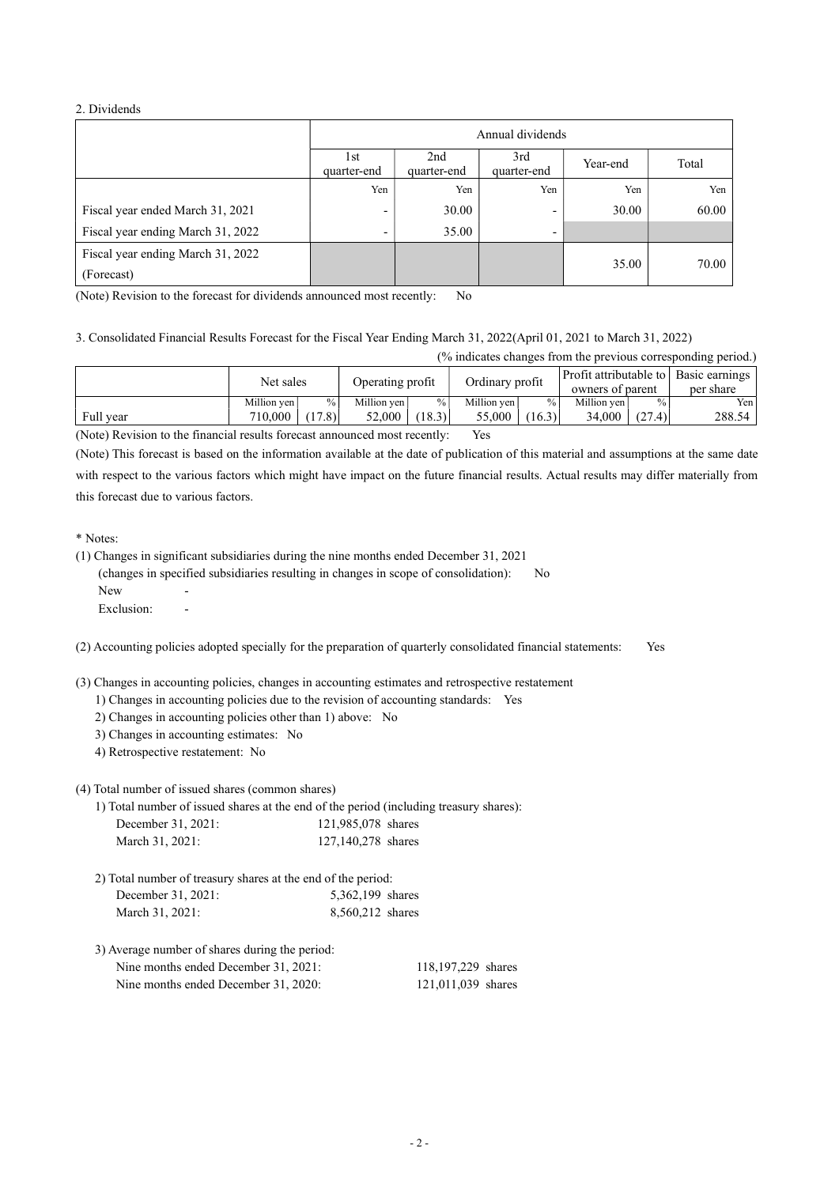2. Dividends

| | Annual dividends | | | | |
|---|---|---|---|---|---|
| | 1st quarter-end | 2nd quarter-end | 3rd quarter-end | Year-end | Total |
| | Yen | Yen | Yen | Yen | Yen |
| Fiscal year ended March 31, 2021 | - | 30.00 | - | 30.00 | 60.00 |
| Fiscal year ending March 31, 2022 | - | 35.00 | - | | |
| Fiscal year ending March 31, 2022 (Forecast) | | | | 35.00 | 70.00 |

(Note) Revision to the forecast for dividends announced most recently: No

3. Consolidated Financial Results Forecast for the Fiscal Year Ending March 31, 2022(April 01, 2021 to March 31, 2022)

(% indicates changes from the previous corresponding period.)

| | Net sales | | Operating profit | | Ordinary profit | | Profit attributable to owners of parent | | Basic earnings per share |
|---|---|---|---|---|---|---|---|---|---|
| | Million yen | % | Million yen | % | Million yen | % | Million yen | % | Yen |
| Full year | 710,000 | (17.8) | 52,000 | (18.3) | 55,000 | (16.3) | 34,000 | (27.4) | 288.54 |

(Note) Revision to the financial results forecast announced most recently: Yes

(Note) This forecast is based on the information available at the date of publication of this material and assumptions at the same date with respect to the various factors which might have impact on the future financial results. Actual results may differ materially from this forecast due to various factors.

\* Notes:

(1) Changes in significant subsidiaries during the nine months ended December 31, 2021
  (changes in specified subsidiaries resulting in changes in scope of consolidation): No
  New -
  Exclusion: -

(2) Accounting policies adopted specially for the preparation of quarterly consolidated financial statements: Yes

(3) Changes in accounting policies, changes in accounting estimates and retrospective restatement
  1) Changes in accounting policies due to the revision of accounting standards: Yes
  2) Changes in accounting policies other than 1) above: No
  3) Changes in accounting estimates: No
  4) Retrospective restatement: No

(4) Total number of issued shares (common shares)
  1) Total number of issued shares at the end of the period (including treasury shares):
    December 31, 2021: 121,985,078 shares
    March 31, 2021: 127,140,278 shares

  2) Total number of treasury shares at the end of the period:
    December 31, 2021: 5,362,199 shares
    March 31, 2021: 8,560,212 shares

  3) Average number of shares during the period:
    Nine months ended December 31, 2021: 118,197,229 shares
    Nine months ended December 31, 2020: 121,011,039 shares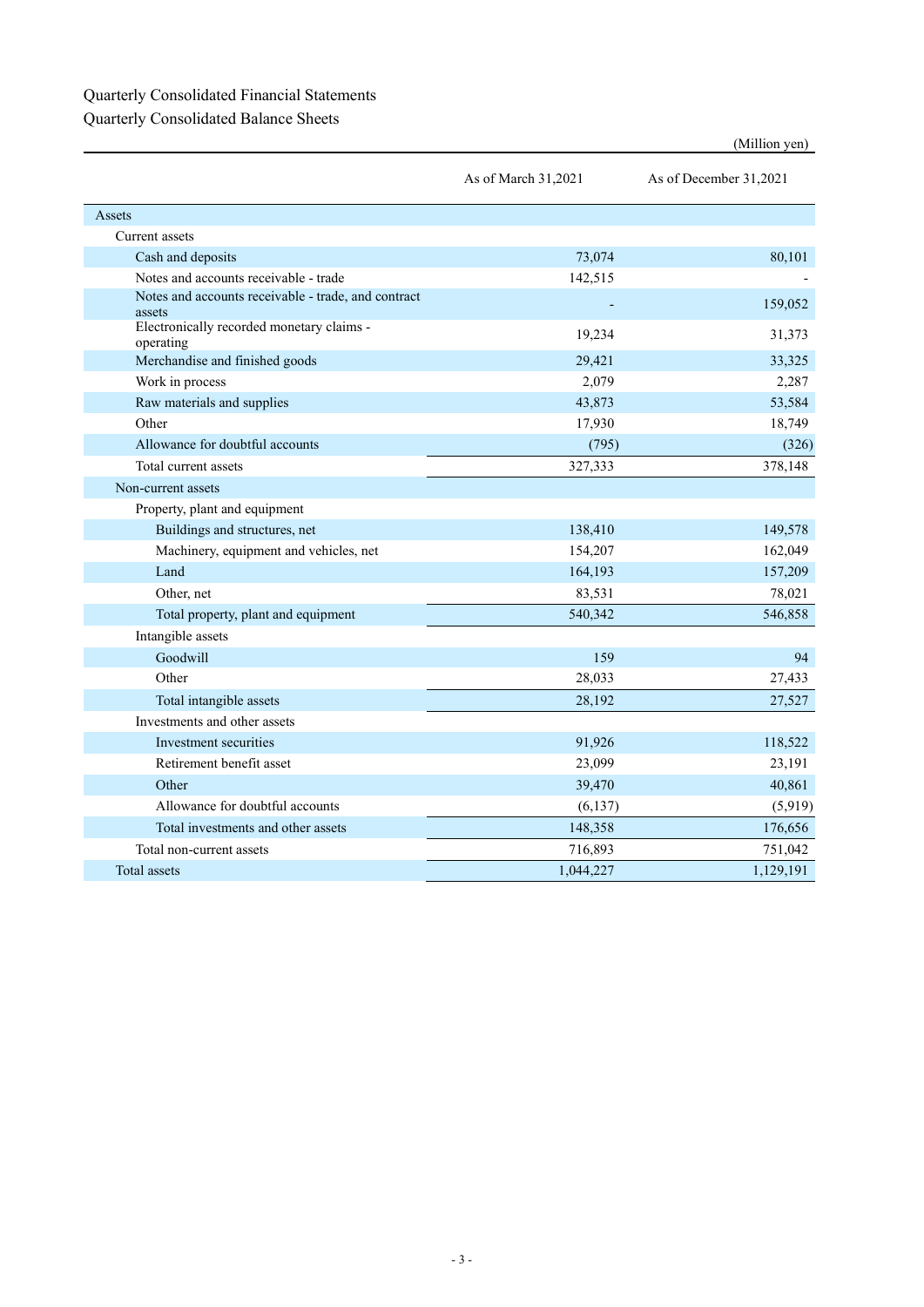# Quarterly Consolidated Financial Statements

## Quarterly Consolidated Balance Sheets

(Million yen)

| | As of March 31,2021 | As of December 31,2021 |
|---|---|---|
| Assets | | |
| Current assets | | |
| Cash and deposits | 73,074 | 80,101 |
| Notes and accounts receivable - trade | 142,515 | - |
| Notes and accounts receivable - trade, and contract assets | - | 159,052 |
| Electronically recorded monetary claims - operating | 19,234 | 31,373 |
| Merchandise and finished goods | 29,421 | 33,325 |
| Work in process | 2,079 | 2,287 |
| Raw materials and supplies | 43,873 | 53,584 |
| Other | 17,930 | 18,749 |
| Allowance for doubtful accounts | (795) | (326) |
| Total current assets | 327,333 | 378,148 |
| Non-current assets | | |
| Property, plant and equipment | | |
| Buildings and structures, net | 138,410 | 149,578 |
| Machinery, equipment and vehicles, net | 154,207 | 162,049 |
| Land | 164,193 | 157,209 |
| Other, net | 83,531 | 78,021 |
| Total property, plant and equipment | 540,342 | 546,858 |
| Intangible assets | | |
| Goodwill | 159 | 94 |
| Other | 28,033 | 27,433 |
| Total intangible assets | 28,192 | 27,527 |
| Investments and other assets | | |
| Investment securities | 91,926 | 118,522 |
| Retirement benefit asset | 23,099 | 23,191 |
| Other | 39,470 | 40,861 |
| Allowance for doubtful accounts | (6,137) | (5,919) |
| Total investments and other assets | 148,358 | 176,656 |
| Total non-current assets | 716,893 | 751,042 |
| Total assets | 1,044,227 | 1,129,191 |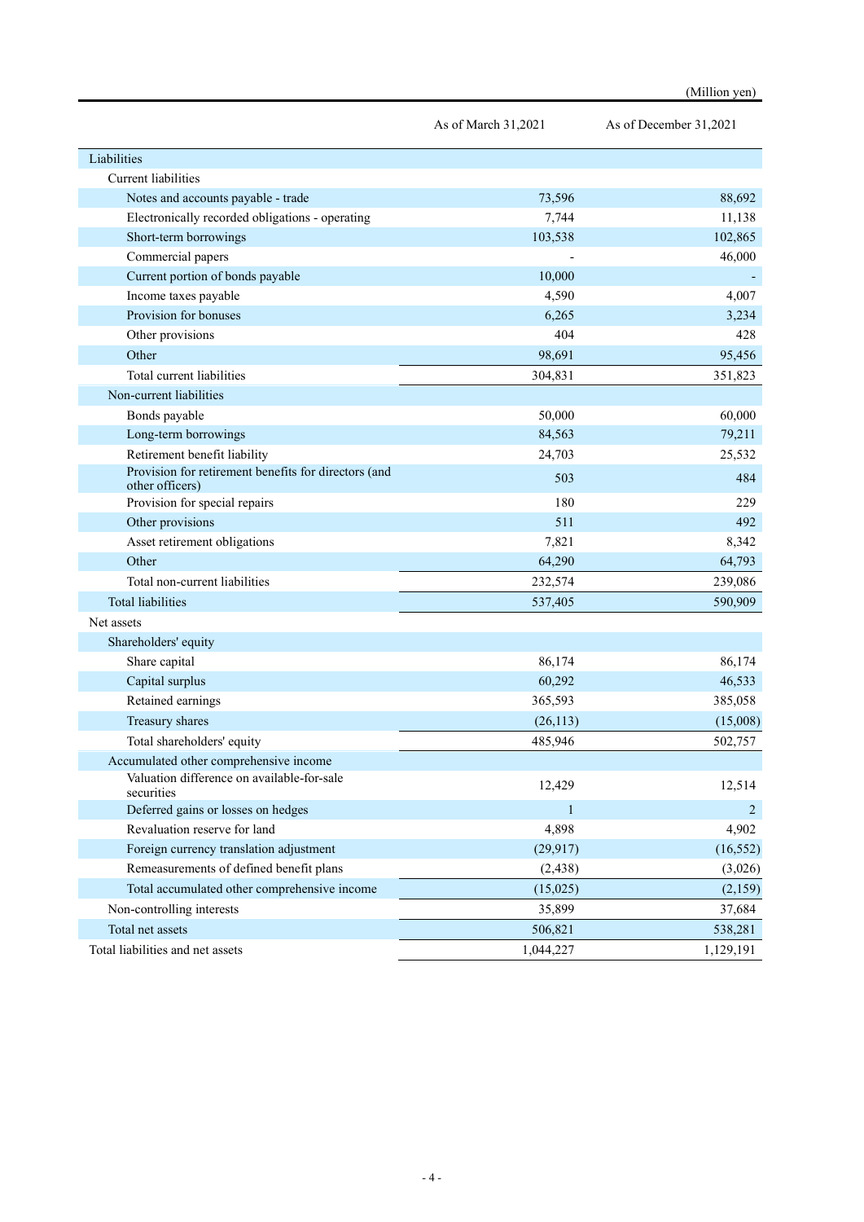(Million yen)

| | As of March 31,2021 | As of December 31,2021 |
|---|---|---|
| Liabilities | | |
| Current liabilities | | |
| Notes and accounts payable - trade | 73,596 | 88,692 |
| Electronically recorded obligations - operating | 7,744 | 11,138 |
| Short-term borrowings | 103,538 | 102,865 |
| Commercial papers | - | 46,000 |
| Current portion of bonds payable | 10,000 | - |
| Income taxes payable | 4,590 | 4,007 |
| Provision for bonuses | 6,265 | 3,234 |
| Other provisions | 404 | 428 |
| Other | 98,691 | 95,456 |
| Total current liabilities | 304,831 | 351,823 |
| Non-current liabilities | | |
| Bonds payable | 50,000 | 60,000 |
| Long-term borrowings | 84,563 | 79,211 |
| Retirement benefit liability | 24,703 | 25,532 |
| Provision for retirement benefits for directors (and other officers) | 503 | 484 |
| Provision for special repairs | 180 | 229 |
| Other provisions | 511 | 492 |
| Asset retirement obligations | 7,821 | 8,342 |
| Other | 64,290 | 64,793 |
| Total non-current liabilities | 232,574 | 239,086 |
| Total liabilities | 537,405 | 590,909 |
| Net assets | | |
| Shareholders' equity | | |
| Share capital | 86,174 | 86,174 |
| Capital surplus | 60,292 | 46,533 |
| Retained earnings | 365,593 | 385,058 |
| Treasury shares | (26,113) | (15,008) |
| Total shareholders' equity | 485,946 | 502,757 |
| Accumulated other comprehensive income | | |
| Valuation difference on available-for-sale securities | 12,429 | 12,514 |
| Deferred gains or losses on hedges | 1 | 2 |
| Revaluation reserve for land | 4,898 | 4,902 |
| Foreign currency translation adjustment | (29,917) | (16,552) |
| Remeasurements of defined benefit plans | (2,438) | (3,026) |
| Total accumulated other comprehensive income | (15,025) | (2,159) |
| Non-controlling interests | 35,899 | 37,684 |
| Total net assets | 506,821 | 538,281 |
| Total liabilities and net assets | 1,044,227 | 1,129,191 |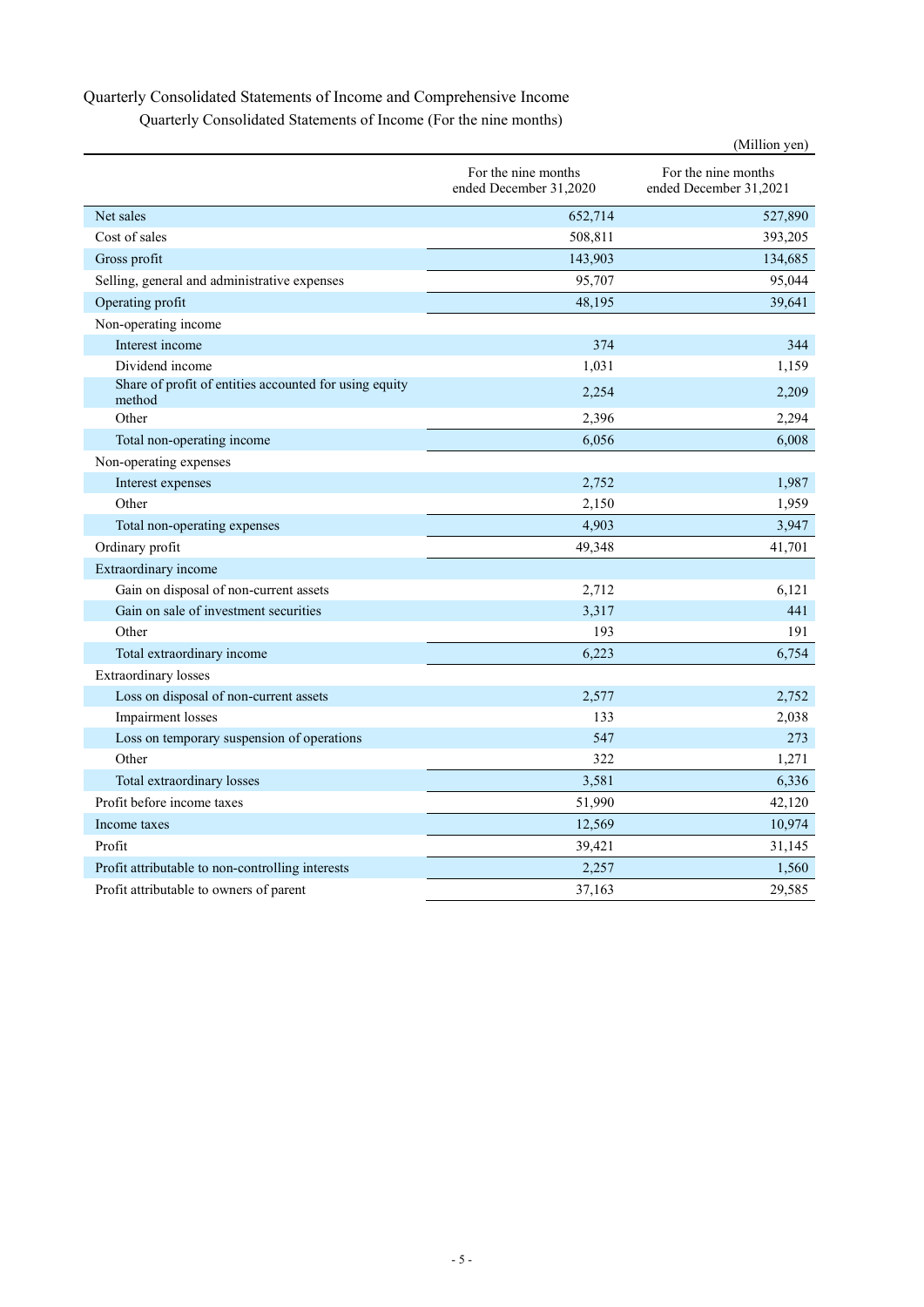# Quarterly Consolidated Statements of Income and Comprehensive Income

## Quarterly Consolidated Statements of Income (For the nine months)

(Million yen)

| | For the nine months ended December 31,2020 | For the nine months ended December 31,2021 |
|---|---|---|
| Net sales | 652,714 | 527,890 |
| Cost of sales | 508,811 | 393,205 |
| Gross profit | 143,903 | 134,685 |
| Selling, general and administrative expenses | 95,707 | 95,044 |
| Operating profit | 48,195 | 39,641 |
| Non-operating income | | |
| Interest income | 374 | 344 |
| Dividend income | 1,031 | 1,159 |
| Share of profit of entities accounted for using equity method | 2,254 | 2,209 |
| Other | 2,396 | 2,294 |
| Total non-operating income | 6,056 | 6,008 |
| Non-operating expenses | | |
| Interest expenses | 2,752 | 1,987 |
| Other | 2,150 | 1,959 |
| Total non-operating expenses | 4,903 | 3,947 |
| Ordinary profit | 49,348 | 41,701 |
| Extraordinary income | | |
| Gain on disposal of non-current assets | 2,712 | 6,121 |
| Gain on sale of investment securities | 3,317 | 441 |
| Other | 193 | 191 |
| Total extraordinary income | 6,223 | 6,754 |
| Extraordinary losses | | |
| Loss on disposal of non-current assets | 2,577 | 2,752 |
| Impairment losses | 133 | 2,038 |
| Loss on temporary suspension of operations | 547 | 273 |
| Other | 322 | 1,271 |
| Total extraordinary losses | 3,581 | 6,336 |
| Profit before income taxes | 51,990 | 42,120 |
| Income taxes | 12,569 | 10,974 |
| Profit | 39,421 | 31,145 |
| Profit attributable to non-controlling interests | 2,257 | 1,560 |
| Profit attributable to owners of parent | 37,163 | 29,585 |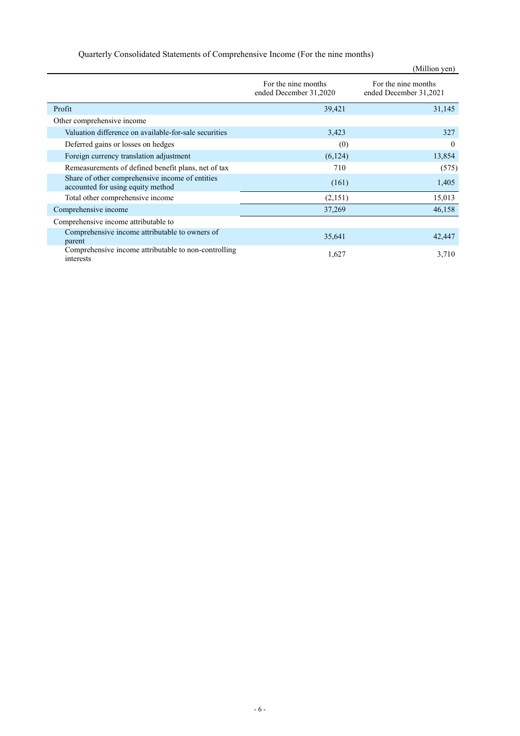Quarterly Consolidated Statements of Comprehensive Income (For the nine months)

(Million yen)

| | For the nine months ended December 31,2020 | For the nine months ended December 31,2021 |
|---|---|---|
| Profit | 39,421 | 31,145 |
| Other comprehensive income | | |
| Valuation difference on available-for-sale securities | 3,423 | 327 |
| Deferred gains or losses on hedges | (0) | 0 |
| Foreign currency translation adjustment | (6,124) | 13,854 |
| Remeasurements of defined benefit plans, net of tax | 710 | (575) |
| Share of other comprehensive income of entities accounted for using equity method | (161) | 1,405 |
| Total other comprehensive income | (2,151) | 15,013 |
| Comprehensive income | 37,269 | 46,158 |
| Comprehensive income attributable to | | |
| Comprehensive income attributable to owners of parent | 35,641 | 42,447 |
| Comprehensive income attributable to non-controlling interests | 1,627 | 3,710 |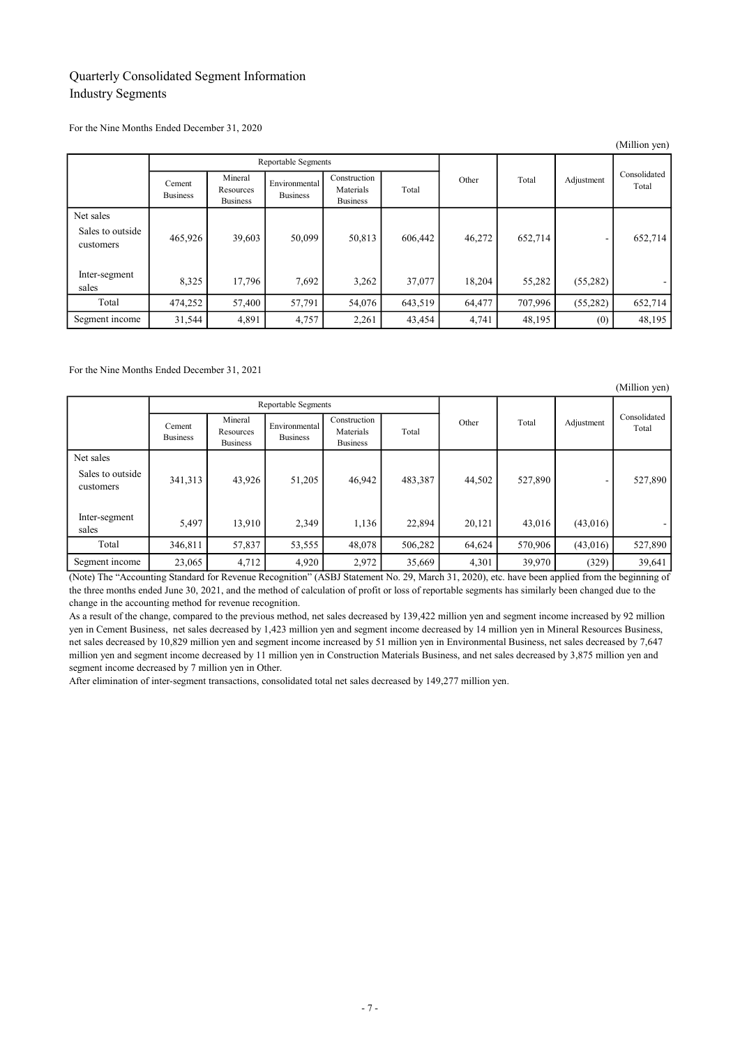# Quarterly Consolidated Segment Information

## Industry Segments

For the Nine Months Ended December 31, 2020

(Million yen)

| | Reportable Segments | | | | | Other | Total | Adjustment | Consolidated Total |
|---|---|---|---|---|---|---|---|---|---|
| | Cement Business | Mineral Resources Business | Environmental Business | Construction Materials Business | Total | | | | |
| Net sales | | | | | | | | | |
| Sales to outside customers | 465,926 | 39,603 | 50,099 | 50,813 | 606,442 | 46,272 | 652,714 | - | 652,714 |
| Inter-segment sales | 8,325 | 17,796 | 7,692 | 3,262 | 37,077 | 18,204 | 55,282 | (55,282) | - |
| Total | 474,252 | 57,400 | 57,791 | 54,076 | 643,519 | 64,477 | 707,996 | (55,282) | 652,714 |
| Segment income | 31,544 | 4,891 | 4,757 | 2,261 | 43,454 | 4,741 | 48,195 | (0) | 48,195 |

For the Nine Months Ended December 31, 2021

(Million yen)

| | Reportable Segments | | | | | Other | Total | Adjustment | Consolidated Total |
|---|---|---|---|---|---|---|---|---|---|
| | Cement Business | Mineral Resources Business | Environmental Business | Construction Materials Business | Total | | | | |
| Net sales | | | | | | | | | |
| Sales to outside customers | 341,313 | 43,926 | 51,205 | 46,942 | 483,387 | 44,502 | 527,890 | - | 527,890 |
| Inter-segment sales | 5,497 | 13,910 | 2,349 | 1,136 | 22,894 | 20,121 | 43,016 | (43,016) | - |
| Total | 346,811 | 57,837 | 53,555 | 48,078 | 506,282 | 64,624 | 570,906 | (43,016) | 527,890 |
| Segment income | 23,065 | 4,712 | 4,920 | 2,972 | 35,669 | 4,301 | 39,970 | (329) | 39,641 |

(Note) The "Accounting Standard for Revenue Recognition" (ASBJ Statement No. 29, March 31, 2020), etc. have been applied from the beginning of the three months ended June 30, 2021, and the method of calculation of profit or loss of reportable segments has similarly been changed due to the change in the accounting method for revenue recognition.

As a result of the change, compared to the previous method, net sales decreased by 139,422 million yen and segment income increased by 92 million yen in Cement Business, net sales decreased by 1,423 million yen and segment income decreased by 14 million yen in Mineral Resources Business, net sales decreased by 10,829 million yen and segment income increased by 51 million yen in Environmental Business, net sales decreased by 7,647 million yen and segment income decreased by 11 million yen in Construction Materials Business, and net sales decreased by 3,875 million yen and segment income decreased by 7 million yen in Other.

After elimination of inter-segment transactions, consolidated total net sales decreased by 149,277 million yen.